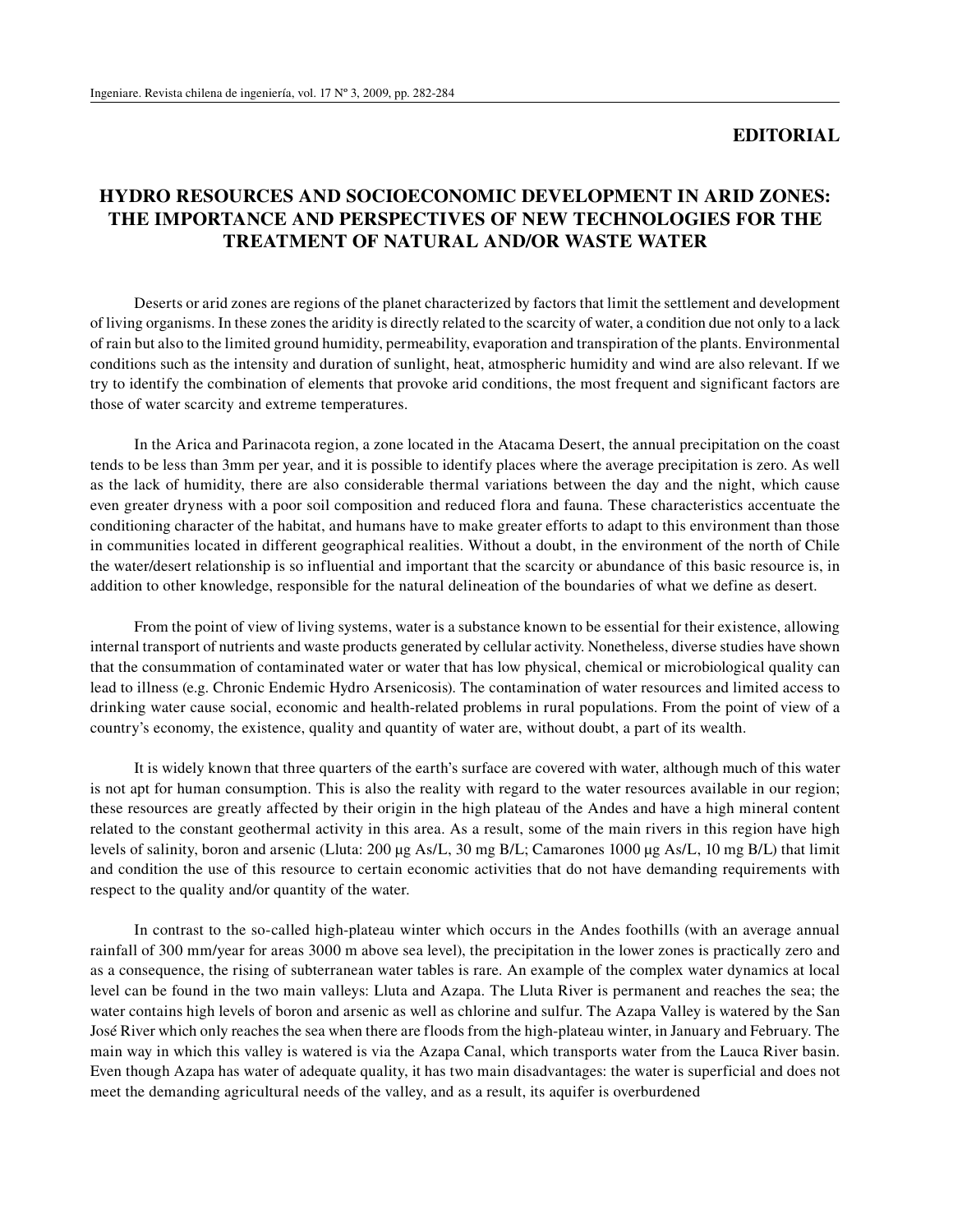**EDITORIAL**

# HYDRO RESOURCES AND SOCIOECONOMIC DEVELOPMENT IN ARID ZONES: THE IMPORTANCE AND PERSPECTIVES OF NEW TECHNOLOGIES FOR THE TREATMENT OF NATURAL AND/OR WASTE WATER

Deserts or arid zones are regions of the planet characterized by factors that limit the settlement and development of living organisms. In these zones the aridity is directly related to the scarcity of water, a condition due not only to a lack of rain but also to the limited ground humidity, permeability, evaporation and transpiration of the plants. Environmental conditions such as the intensity and duration of sunlight, heat, atmospheric humidity and wind are also relevant. If we try to identify the combination of elements that provoke arid conditions, the most frequent and significant factors are those of water scarcity and extreme temperatures.

In the Arica and Parinacota region, a zone located in the Atacama Desert, the annual precipitation on the coast tends to be less than 3mm per year, and it is possible to identify places where the average precipitation is zero. As well as the lack of humidity, there are also considerable thermal variations between the day and the night, which cause even greater dryness with a poor soil composition and reduced flora and fauna. These characteristics accentuate the conditioning character of the habitat, and humans have to make greater efforts to adapt to this environment than those in communities located in different geographical realities. Without a doubt, in the environment of the north of Chile the water/desert relationship is so influential and important that the scarcity or abundance of this basic resource is, in addition to other knowledge, responsible for the natural delineation of the boundaries of what we define as desert.

From the point of view of living systems, water is a substance known to be essential for their existence, allowing internal transport of nutrients and waste products generated by cellular activity. Nonetheless, diverse studies have shown that the consummation of contaminated water or water that has low physical, chemical or microbiological quality can lead to illness (e.g. Chronic Endemic Hydro Arsenicosis). The contamination of water resources and limited access to drinking water cause social, economic and health-related problems in rural populations. From the point of view of a country's economy, the existence, quality and quantity of water are, without doubt, a part of its wealth.

It is widely known that three quarters of the earth's surface are covered with water, although much of this water is not apt for human consumption. This is also the reality with regard to the water resources available in our region; these resources are greatly affected by their origin in the high plateau of the Andes and have a high mineral content related to the constant geothermal activity in this area. As a result, some of the main rivers in this region have high levels of salinity, boron and arsenic (Lluta: 200 μg As/L, 30 mg B/L; Camarones 1000 μg As/L, 10 mg B/L) that limit and condition the use of this resource to certain economic activities that do not have demanding requirements with respect to the quality and/or quantity of the water.

In contrast to the so-called high-plateau winter which occurs in the Andes foothills (with an average annual rainfall of 300 mm/year for areas 3000 m above sea level), the precipitation in the lower zones is practically zero and as a consequence, the rising of subterranean water tables is rare. An example of the complex water dynamics at local level can be found in the two main valleys: Lluta and Azapa. The Lluta River is permanent and reaches the sea; the water contains high levels of boron and arsenic as well as chlorine and sulfur. The Azapa Valley is watered by the San José River which only reaches the sea when there are floods from the high-plateau winter, in January and February. The main way in which this valley is watered is via the Azapa Canal, which transports water from the Lauca River basin. Even though Azapa has water of adequate quality, it has two main disadvantages: the water is superficial and does not meet the demanding agricultural needs of the valley, and as a result, its aquifer is overburdened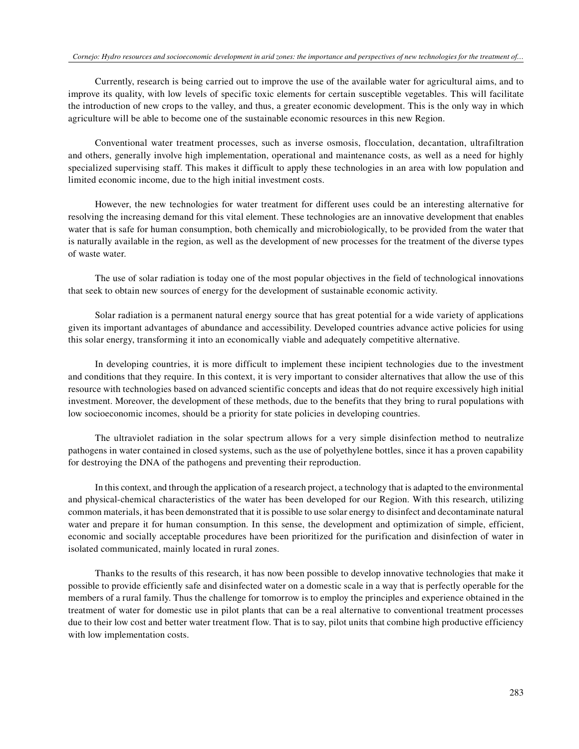Currently, research is being carried out to improve the use of the available water for agricultural aims, and to improve its quality, with low levels of specific toxic elements for certain susceptible vegetables. This will facilitate the introduction of new crops to the valley, and thus, a greater economic development. This is the only way in which agriculture will be able to become one of the sustainable economic resources in this new Region.

Conventional water treatment processes, such as inverse osmosis, flocculation, decantation, ultrafiltration and others, generally involve high implementation, operational and maintenance costs, as well as a need for highly specialized supervising staff. This makes it difficult to apply these technologies in an area with low population and limited economic income, due to the high initial investment costs.

However, the new technologies for water treatment for different uses could be an interesting alternative for resolving the increasing demand for this vital element. These technologies are an innovative development that enables water that is safe for human consumption, both chemically and microbiologically, to be provided from the water that is naturally available in the region, as well as the development of new processes for the treatment of the diverse types of waste water.

The use of solar radiation is today one of the most popular objectives in the field of technological innovations that seek to obtain new sources of energy for the development of sustainable economic activity.

Solar radiation is a permanent natural energy source that has great potential for a wide variety of applications given its important advantages of abundance and accessibility. Developed countries advance active policies for using this solar energy, transforming it into an economically viable and adequately competitive alternative.

In developing countries, it is more difficult to implement these incipient technologies due to the investment and conditions that they require. In this context, it is very important to consider alternatives that allow the use of this resource with technologies based on advanced scientific concepts and ideas that do not require excessively high initial investment. Moreover, the development of these methods, due to the benefits that they bring to rural populations with low socioeconomic incomes, should be a priority for state policies in developing countries.

The ultraviolet radiation in the solar spectrum allows for a very simple disinfection method to neutralize pathogens in water contained in closed systems, such as the use of polyethylene bottles, since it has a proven capability for destroying the DNA of the pathogens and preventing their reproduction.

In this context, and through the application of a research project, a technology that is adapted to the environmental and physical-chemical characteristics of the water has been developed for our Region. With this research, utilizing common materials, it has been demonstrated that it is possible to use solar energy to disinfect and decontaminate natural water and prepare it for human consumption. In this sense, the development and optimization of simple, efficient, economic and socially acceptable procedures have been prioritized for the purification and disinfection of water in isolated communicated, mainly located in rural zones.

Thanks to the results of this research, it has now been possible to develop innovative technologies that make it possible to provide efficiently safe and disinfected water on a domestic scale in a way that is perfectly operable for the members of a rural family. Thus the challenge for tomorrow is to employ the principles and experience obtained in the treatment of water for domestic use in pilot plants that can be a real alternative to conventional treatment processes due to their low cost and better water treatment flow. That is to say, pilot units that combine high productive efficiency with low implementation costs.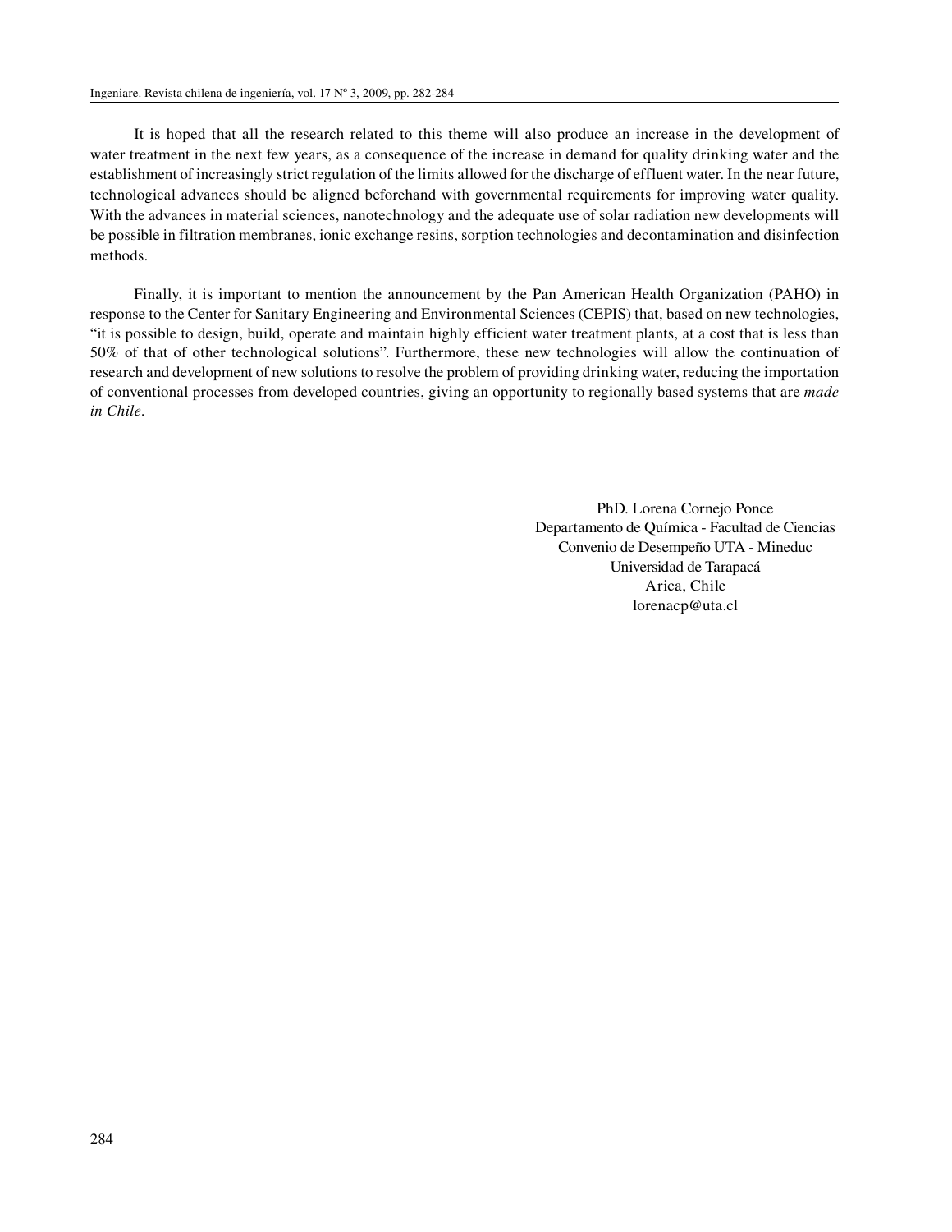It is hoped that all the research related to this theme will also produce an increase in the development of water treatment in the next few years, as a consequence of the increase in demand for quality drinking water and the establishment of increasingly strict regulation of the limits allowed for the discharge of effluent water. In the near future, technological advances should be aligned beforehand with governmental requirements for improving water quality. With the advances in material sciences, nanotechnology and the adequate use of solar radiation new developments will be possible in filtration membranes, ionic exchange resins, sorption technologies and decontamination and disinfection methods.

Finally, it is important to mention the announcement by the Pan American Health Organization (PAHO) in response to the Center for Sanitary Engineering and Environmental Sciences (CEPIS) that, based on new technologies, "it is possible to design, build, operate and maintain highly efficient water treatment plants, at a cost that is less than 50% of that of other technological solutions". Furthermore, these new technologies will allow the continuation of research and development of new solutions to resolve the problem of providing drinking water, reducing the importation of conventional processes from developed countries, giving an opportunity to regionally based systems that are *made in Chile*.

PhD. Lorena Cornejo Ponce
Departamento de Química - Facultad de Ciencias
Convenio de Desempeño UTA - Mineduc
Universidad de Tarapacá
Arica, Chile
lorenacp@uta.cl